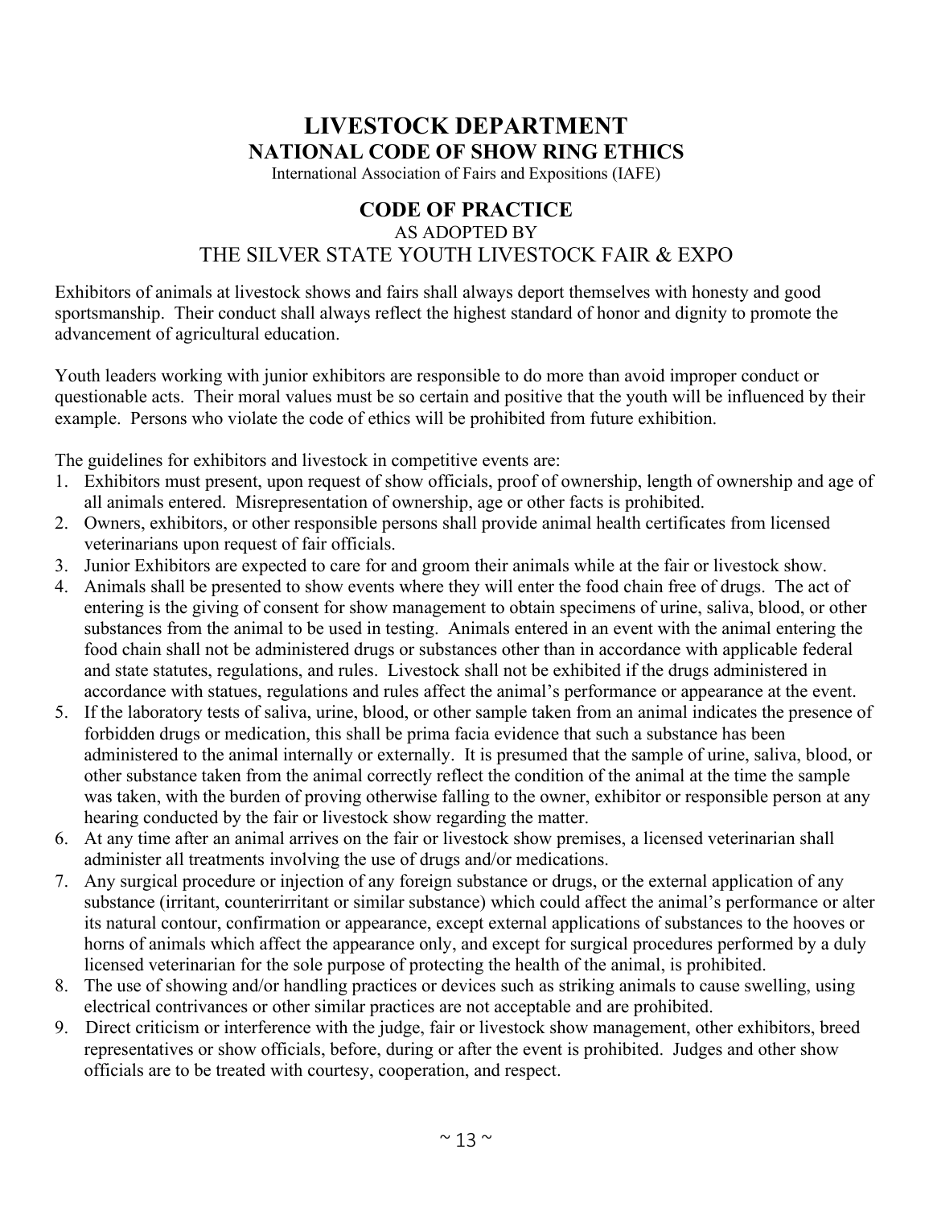# LIVESTOCK DEPARTMENT

## NATIONAL CODE OF SHOW RING ETHICS

International Association of Fairs and Expositions (IAFE)

## CODE OF PRACTICE

AS ADOPTED BY

THE SILVER STATE YOUTH LIVESTOCK FAIR & EXPO

Exhibitors of animals at livestock shows and fairs shall always deport themselves with honesty and good sportsmanship. Their conduct shall always reflect the highest standard of honor and dignity to promote the advancement of agricultural education.

Youth leaders working with junior exhibitors are responsible to do more than avoid improper conduct or questionable acts. Their moral values must be so certain and positive that the youth will be influenced by their example. Persons who violate the code of ethics will be prohibited from future exhibition.

The guidelines for exhibitors and livestock in competitive events are:

1. Exhibitors must present, upon request of show officials, proof of ownership, length of ownership and age of all animals entered. Misrepresentation of ownership, age or other facts is prohibited.
2. Owners, exhibitors, or other responsible persons shall provide animal health certificates from licensed veterinarians upon request of fair officials.
3. Junior Exhibitors are expected to care for and groom their animals while at the fair or livestock show.
4. Animals shall be presented to show events where they will enter the food chain free of drugs. The act of entering is the giving of consent for show management to obtain specimens of urine, saliva, blood, or other substances from the animal to be used in testing. Animals entered in an event with the animal entering the food chain shall not be administered drugs or substances other than in accordance with applicable federal and state statutes, regulations, and rules. Livestock shall not be exhibited if the drugs administered in accordance with statues, regulations and rules affect the animal's performance or appearance at the event.
5. If the laboratory tests of saliva, urine, blood, or other sample taken from an animal indicates the presence of forbidden drugs or medication, this shall be prima facia evidence that such a substance has been administered to the animal internally or externally. It is presumed that the sample of urine, saliva, blood, or other substance taken from the animal correctly reflect the condition of the animal at the time the sample was taken, with the burden of proving otherwise falling to the owner, exhibitor or responsible person at any hearing conducted by the fair or livestock show regarding the matter.
6. At any time after an animal arrives on the fair or livestock show premises, a licensed veterinarian shall administer all treatments involving the use of drugs and/or medications.
7. Any surgical procedure or injection of any foreign substance or drugs, or the external application of any substance (irritant, counterirritant or similar substance) which could affect the animal's performance or alter its natural contour, confirmation or appearance, except external applications of substances to the hooves or horns of animals which affect the appearance only, and except for surgical procedures performed by a duly licensed veterinarian for the sole purpose of protecting the health of the animal, is prohibited.
8. The use of showing and/or handling practices or devices such as striking animals to cause swelling, using electrical contrivances or other similar practices are not acceptable and are prohibited.
9. Direct criticism or interference with the judge, fair or livestock show management, other exhibitors, breed representatives or show officials, before, during or after the event is prohibited. Judges and other show officials are to be treated with courtesy, cooperation, and respect.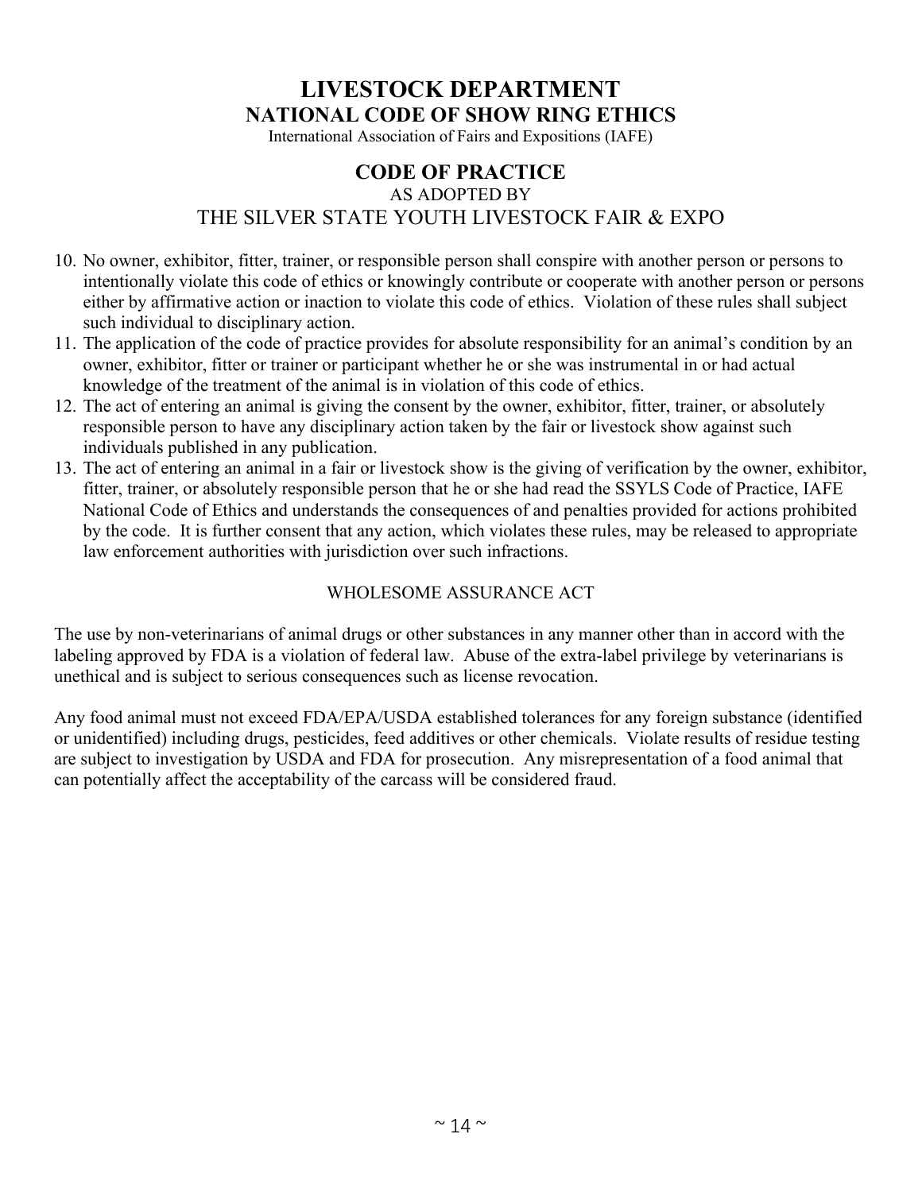# LIVESTOCK DEPARTMENT

## NATIONAL CODE OF SHOW RING ETHICS

International Association of Fairs and Expositions (IAFE)

## CODE OF PRACTICE

AS ADOPTED BY

THE SILVER STATE YOUTH LIVESTOCK FAIR & EXPO

10. No owner, exhibitor, fitter, trainer, or responsible person shall conspire with another person or persons to intentionally violate this code of ethics or knowingly contribute or cooperate with another person or persons either by affirmative action or inaction to violate this code of ethics. Violation of these rules shall subject such individual to disciplinary action.
11. The application of the code of practice provides for absolute responsibility for an animal's condition by an owner, exhibitor, fitter or trainer or participant whether he or she was instrumental in or had actual knowledge of the treatment of the animal is in violation of this code of ethics.
12. The act of entering an animal is giving the consent by the owner, exhibitor, fitter, trainer, or absolutely responsible person to have any disciplinary action taken by the fair or livestock show against such individuals published in any publication.
13. The act of entering an animal in a fair or livestock show is the giving of verification by the owner, exhibitor, fitter, trainer, or absolutely responsible person that he or she had read the SSYLS Code of Practice, IAFE National Code of Ethics and understands the consequences of and penalties provided for actions prohibited by the code. It is further consent that any action, which violates these rules, may be released to appropriate law enforcement authorities with jurisdiction over such infractions.

WHOLESOME ASSURANCE ACT

The use by non-veterinarians of animal drugs or other substances in any manner other than in accord with the labeling approved by FDA is a violation of federal law. Abuse of the extra-label privilege by veterinarians is unethical and is subject to serious consequences such as license revocation.

Any food animal must not exceed FDA/EPA/USDA established tolerances for any foreign substance (identified or unidentified) including drugs, pesticides, feed additives or other chemicals. Violate results of residue testing are subject to investigation by USDA and FDA for prosecution. Any misrepresentation of a food animal that can potentially affect the acceptability of the carcass will be considered fraud.